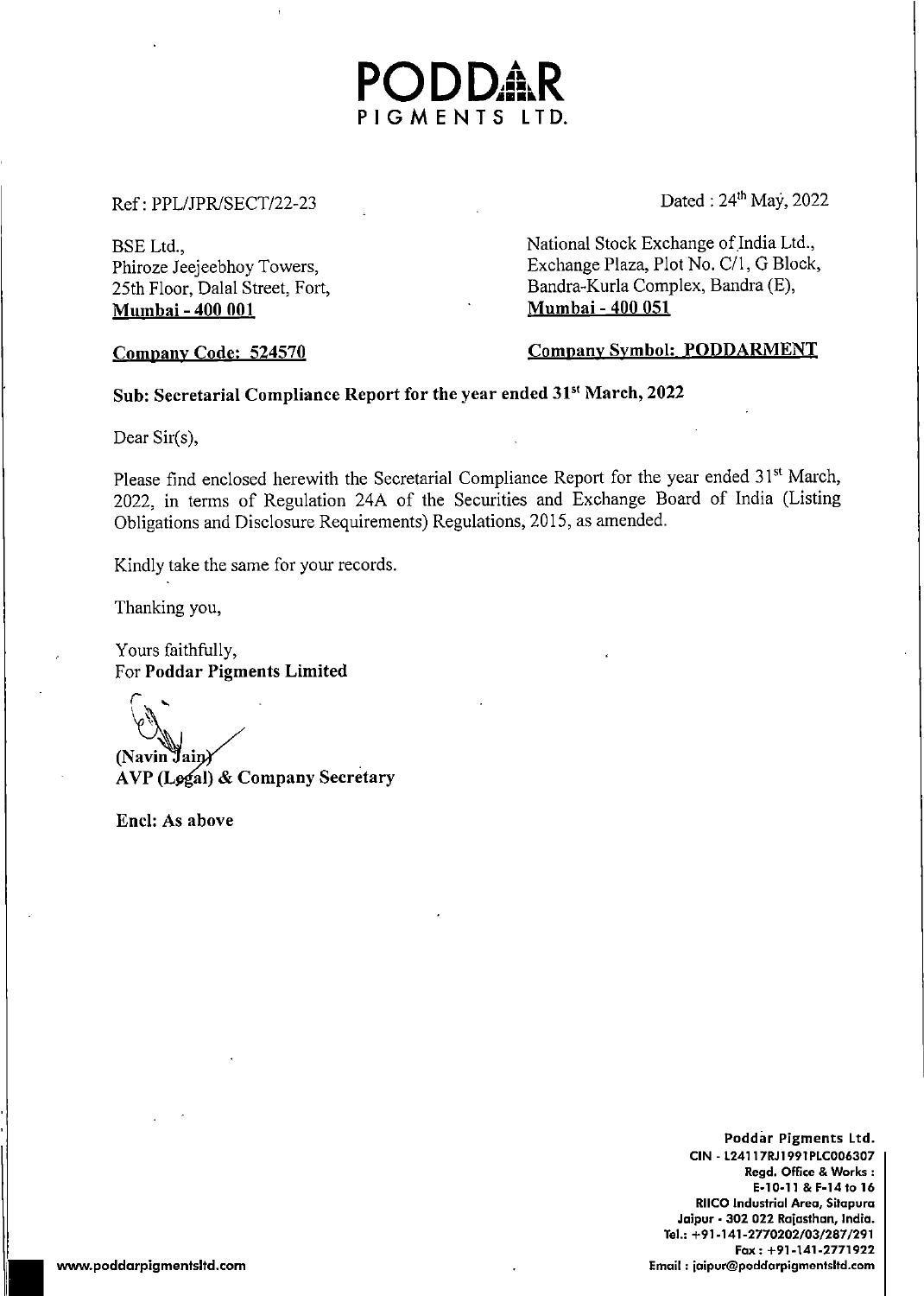# PODDAR
PIGMENTS LTD.

Ref : PPL/JPR/SECT/22-23

Dated : 24th May, 2022

BSE Ltd.,
Phiroze Jeejeebhoy Towers,
25th Floor, Dalal Street, Fort,
**Mumbai - 400 001**

National Stock Exchange of India Ltd.,
Exchange Plaza, Plot No. C/1, G Block,
Bandra-Kurla Complex, Bandra (E),
**Mumbai - 400 051**

**Company Code: 524570**

**Company Symbol: PODDARMENT**

**Sub: Secretarial Compliance Report for the year ended 31st March, 2022**

Dear Sir(s),

Please find enclosed herewith the Secretarial Compliance Report for the year ended 31st March, 2022, in terms of Regulation 24A of the Securities and Exchange Board of India (Listing Obligations and Disclosure Requirements) Regulations, 2015, as amended.

Kindly take the same for your records.

Thanking you,

Yours faithfully,
For **Poddar Pigments Limited**

**(Navin Jain)**
**AVP (Legal) & Company Secretary**

**Encl: As above**

**Poddar Pigments Ltd.**
CIN - L24117RJ1991PLC006307
Regd. Office & Works :
E-10-11 & F-14 to 16
RIICO Industrial Area, Sitapura
Jaipur - 302 022 Rajasthan, India.
Tel.: +91-141-2770202/03/287/291
Fax : +91-141-2771922
Email : jaipur@poddarpigmentsltd.com

www.poddarpigmentsltd.com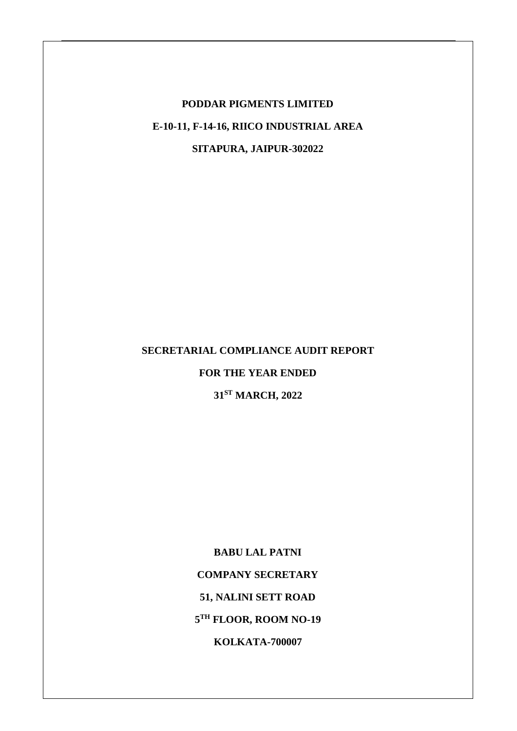**PODDAR PIGMENTS LIMITED**

**E-10-11, F-14-16, RIICO INDUSTRIAL AREA**

**SITAPURA, JAIPUR-302022**

**SECRETARIAL COMPLIANCE AUDIT REPORT**

**FOR THE YEAR ENDED**

**31ST MARCH, 2022**

**BABU LAL PATNI**

**COMPANY SECRETARY**

**51, NALINI SETT ROAD**

**5TH FLOOR, ROOM NO-19**

**KOLKATA-700007**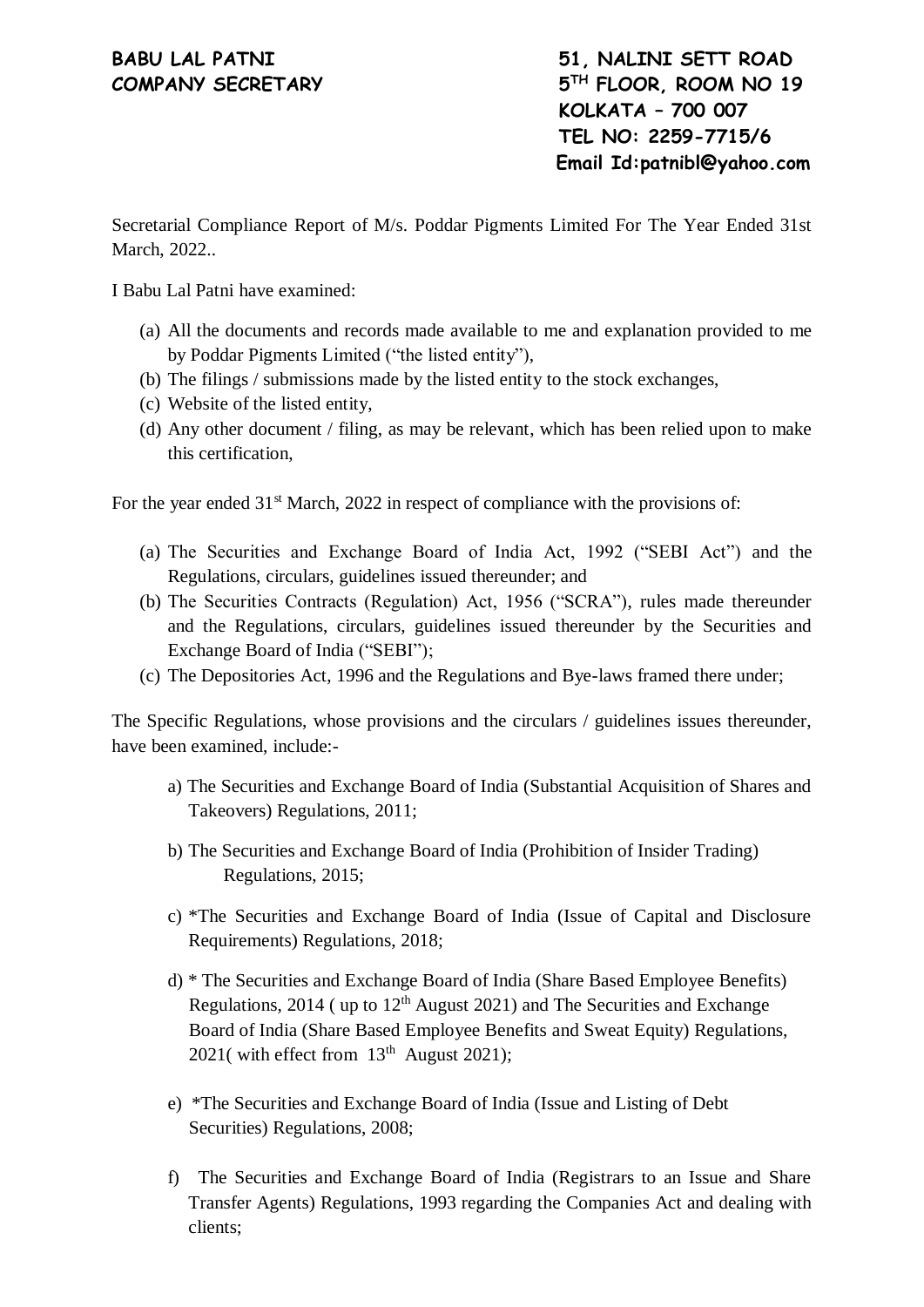**BABU LAL PATNI**
**COMPANY SECRETARY**

**51, NALINI SETT ROAD**
**5TH FLOOR, ROOM NO 19**
**KOLKATA – 700 007**
**TEL NO: 2259-7715/6**
**Email Id:patnibl@yahoo.com**

Secretarial Compliance Report of M/s. Poddar Pigments Limited For The Year Ended 31st March, 2022..

I Babu Lal Patni have examined:

(a) All the documents and records made available to me and explanation provided to me by Poddar Pigments Limited ("the listed entity"),
(b) The filings / submissions made by the listed entity to the stock exchanges,
(c) Website of the listed entity,
(d) Any other document / filing, as may be relevant, which has been relied upon to make this certification,

For the year ended 31st March, 2022 in respect of compliance with the provisions of:

(a) The Securities and Exchange Board of India Act, 1992 ("SEBI Act") and the Regulations, circulars, guidelines issued thereunder; and
(b) The Securities Contracts (Regulation) Act, 1956 ("SCRA"), rules made thereunder and the Regulations, circulars, guidelines issued thereunder by the Securities and Exchange Board of India ("SEBI");
(c) The Depositories Act, 1996 and the Regulations and Bye-laws framed there under;

The Specific Regulations, whose provisions and the circulars / guidelines issues thereunder, have been examined, include:-

a) The Securities and Exchange Board of India (Substantial Acquisition of Shares and Takeovers) Regulations, 2011;

b) The Securities and Exchange Board of India (Prohibition of Insider Trading) Regulations, 2015;

c) *The Securities and Exchange Board of India (Issue of Capital and Disclosure Requirements) Regulations, 2018;

d) * The Securities and Exchange Board of India (Share Based Employee Benefits) Regulations, 2014 ( up to 12th August 2021) and The Securities and Exchange Board of India (Share Based Employee Benefits and Sweat Equity) Regulations, 2021( with effect from 13th August 2021);

e) *The Securities and Exchange Board of India (Issue and Listing of Debt Securities) Regulations, 2008;

f) The Securities and Exchange Board of India (Registrars to an Issue and Share Transfer Agents) Regulations, 1993 regarding the Companies Act and dealing with clients;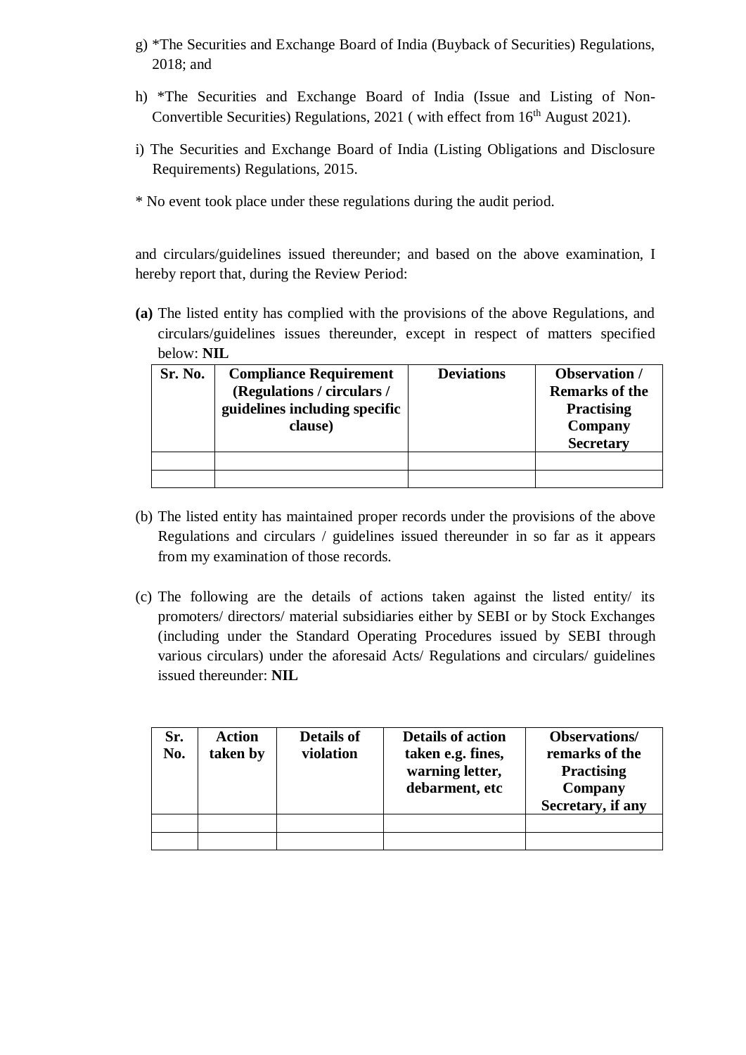g) *The Securities and Exchange Board of India (Buyback of Securities) Regulations, 2018; and

h) *The Securities and Exchange Board of India (Issue and Listing of Non-Convertible Securities) Regulations, 2021 ( with effect from 16th August 2021).

i) The Securities and Exchange Board of India (Listing Obligations and Disclosure Requirements) Regulations, 2015.

* No event took place under these regulations during the audit period.

and circulars/guidelines issued thereunder; and based on the above examination, I hereby report that, during the Review Period:

**(a)** The listed entity has complied with the provisions of the above Regulations, and circulars/guidelines issues thereunder, except in respect of matters specified below: **NIL**

| Sr. No. | Compliance Requirement (Regulations / circulars / guidelines including specific clause) | Deviations | Observation / Remarks of the Practising Company Secretary |
|---|---|---|---|
| | | | |
| | | | |

(b) The listed entity has maintained proper records under the provisions of the above Regulations and circulars / guidelines issued thereunder in so far as it appears from my examination of those records.

(c) The following are the details of actions taken against the listed entity/ its promoters/ directors/ material subsidiaries either by SEBI or by Stock Exchanges (including under the Standard Operating Procedures issued by SEBI through various circulars) under the aforesaid Acts/ Regulations and circulars/ guidelines issued thereunder: **NIL**

| Sr. No. | Action taken by | Details of violation | Details of action taken e.g. fines, warning letter, debarment, etc | Observations/ remarks of the Practising Company Secretary, if any |
|---|---|---|---|---|
| | | | | |
| | | | | |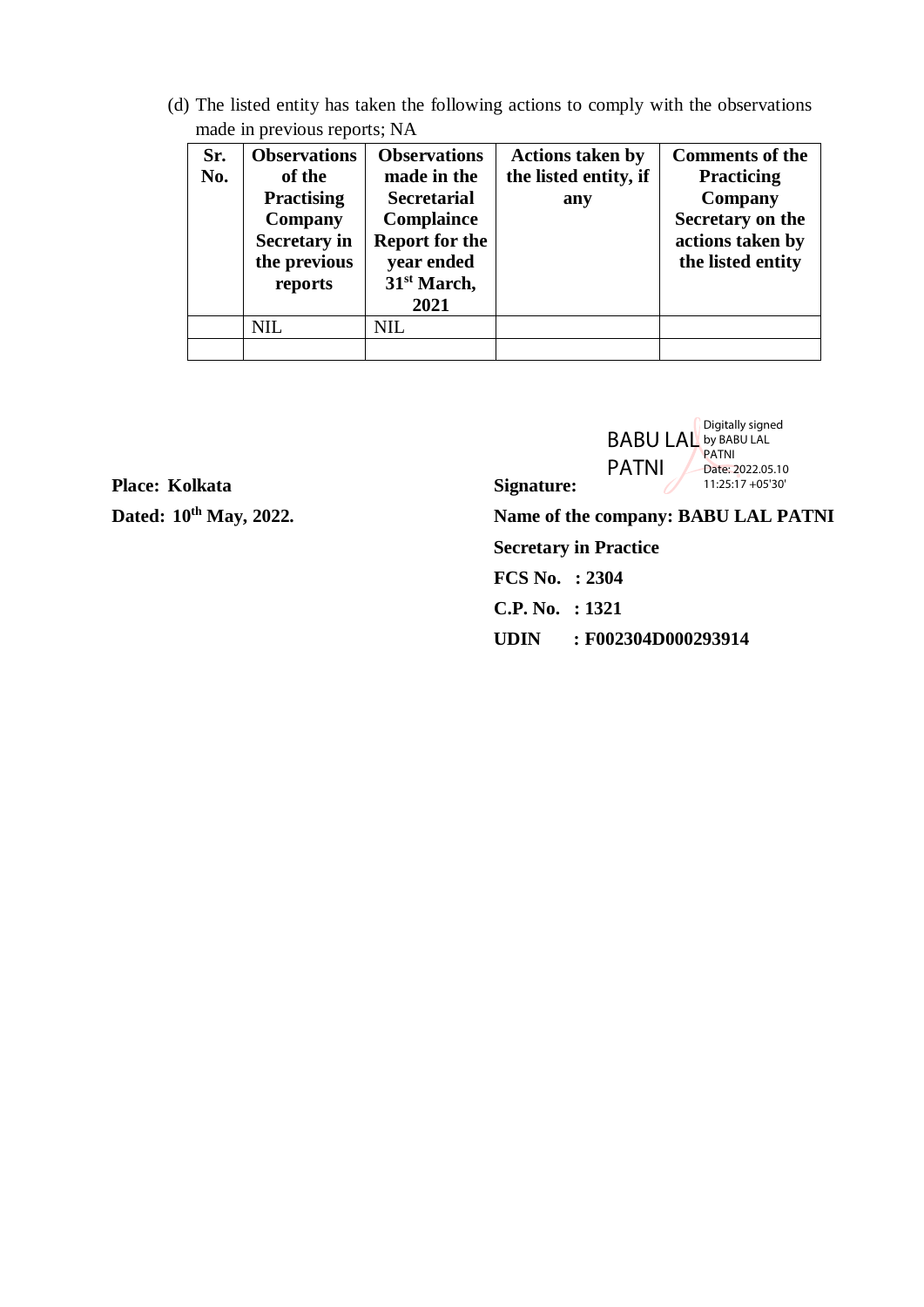(d) The listed entity has taken the following actions to comply with the observations made in previous reports; NA

| Sr. No. | Observations of the Practising Company Secretary in the previous reports | Observations made in the Secretarial Complaince Report for the year ended 31st March, 2021 | Actions taken by the listed entity, if any | Comments of the Practicing Company Secretary on the actions taken by the listed entity |
|---|---|---|---|---|
| | NIL | NIL | | |
| | | | | |

BABU LAL PATNI Digitally signed by BABU LAL PATNI Date: 2022.05.10 11:25:17 +05'30'

**Place: Kolkata**

**Dated: 10th May, 2022.**

**Signature:**

**Name of the company: BABU LAL PATNI**

**Secretary in Practice**

**FCS No. : 2304**

**C.P. No. : 1321**

**UDIN : F002304D000293914**